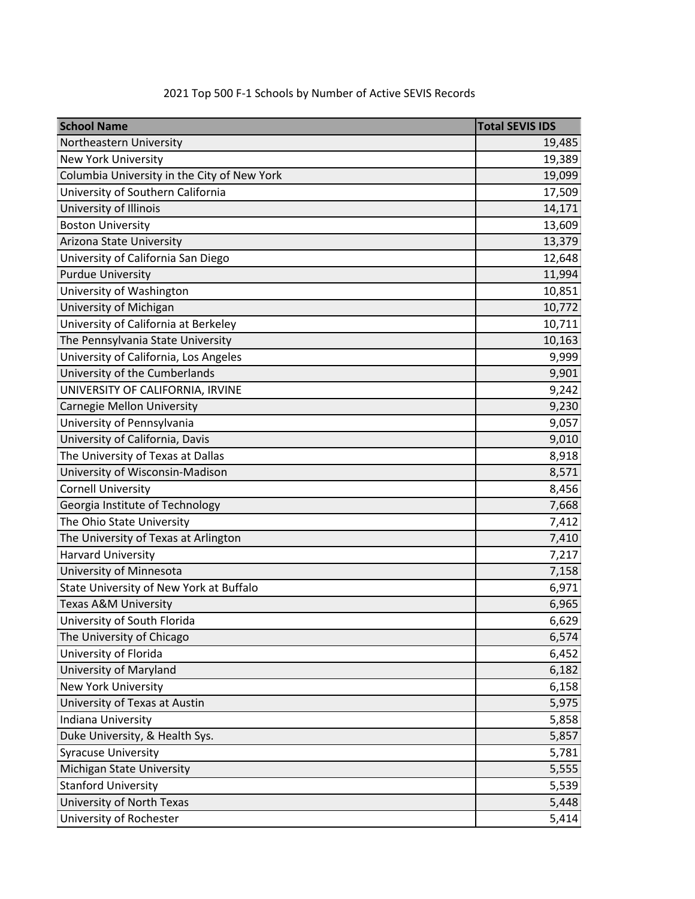2021 Top 500 F-1 Schools by Number of Active SEVIS Records

| School Name | Total SEVIS IDS |
|---|---|
| Northeastern University | 19,485 |
| New York University | 19,389 |
| Columbia University in the City of New York | 19,099 |
| University of Southern California | 17,509 |
| University of Illinois | 14,171 |
| Boston University | 13,609 |
| Arizona State University | 13,379 |
| University of California San Diego | 12,648 |
| Purdue University | 11,994 |
| University of Washington | 10,851 |
| University of Michigan | 10,772 |
| University of California at Berkeley | 10,711 |
| The Pennsylvania State University | 10,163 |
| University of California, Los Angeles | 9,999 |
| University of the Cumberlands | 9,901 |
| UNIVERSITY OF CALIFORNIA, IRVINE | 9,242 |
| Carnegie Mellon University | 9,230 |
| University of Pennsylvania | 9,057 |
| University of California, Davis | 9,010 |
| The University of Texas at Dallas | 8,918 |
| University of Wisconsin-Madison | 8,571 |
| Cornell University | 8,456 |
| Georgia Institute of Technology | 7,668 |
| The Ohio State University | 7,412 |
| The University of Texas at Arlington | 7,410 |
| Harvard University | 7,217 |
| University of Minnesota | 7,158 |
| State University of New York at Buffalo | 6,971 |
| Texas A&M University | 6,965 |
| University of South Florida | 6,629 |
| The University of Chicago | 6,574 |
| University of Florida | 6,452 |
| University of Maryland | 6,182 |
| New York University | 6,158 |
| University of Texas at Austin | 5,975 |
| Indiana University | 5,858 |
| Duke University, & Health Sys. | 5,857 |
| Syracuse University | 5,781 |
| Michigan State University | 5,555 |
| Stanford University | 5,539 |
| University of North Texas | 5,448 |
| University of Rochester | 5,414 |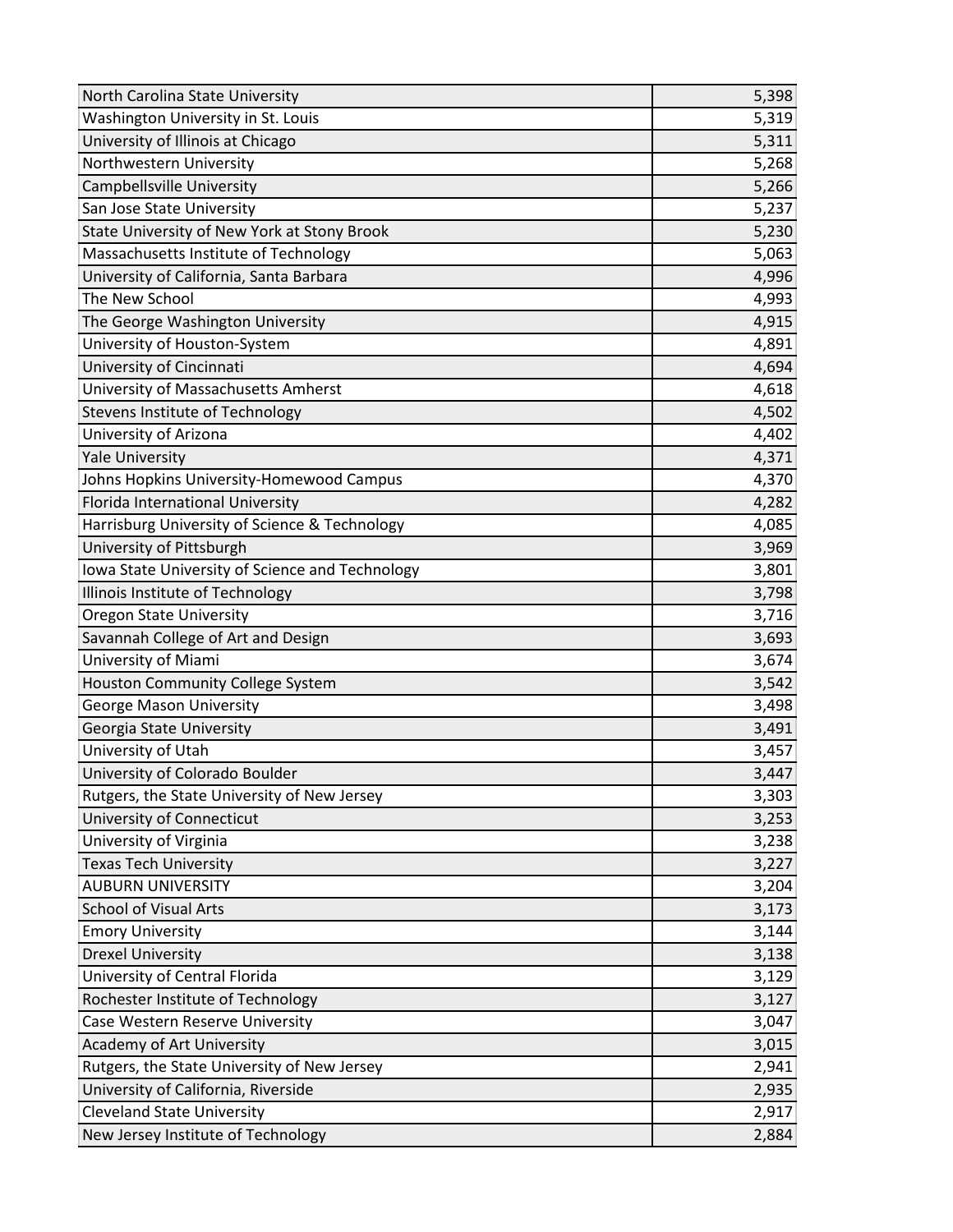| | |
|---|---|
| North Carolina State University | 5,398 |
| Washington University in St. Louis | 5,319 |
| University of Illinois at Chicago | 5,311 |
| Northwestern University | 5,268 |
| Campbellsville University | 5,266 |
| San Jose State University | 5,237 |
| State University of New York at Stony Brook | 5,230 |
| Massachusetts Institute of Technology | 5,063 |
| University of California, Santa Barbara | 4,996 |
| The New School | 4,993 |
| The George Washington University | 4,915 |
| University of Houston-System | 4,891 |
| University of Cincinnati | 4,694 |
| University of Massachusetts Amherst | 4,618 |
| Stevens Institute of Technology | 4,502 |
| University of Arizona | 4,402 |
| Yale University | 4,371 |
| Johns Hopkins University-Homewood Campus | 4,370 |
| Florida International University | 4,282 |
| Harrisburg University of Science & Technology | 4,085 |
| University of Pittsburgh | 3,969 |
| Iowa State University of Science and Technology | 3,801 |
| Illinois Institute of Technology | 3,798 |
| Oregon State University | 3,716 |
| Savannah College of Art and Design | 3,693 |
| University of Miami | 3,674 |
| Houston Community College System | 3,542 |
| George Mason University | 3,498 |
| Georgia State University | 3,491 |
| University of Utah | 3,457 |
| University of Colorado Boulder | 3,447 |
| Rutgers, the State University of New Jersey | 3,303 |
| University of Connecticut | 3,253 |
| University of Virginia | 3,238 |
| Texas Tech University | 3,227 |
| AUBURN UNIVERSITY | 3,204 |
| School of Visual Arts | 3,173 |
| Emory University | 3,144 |
| Drexel University | 3,138 |
| University of Central Florida | 3,129 |
| Rochester Institute of Technology | 3,127 |
| Case Western Reserve University | 3,047 |
| Academy of Art University | 3,015 |
| Rutgers, the State University of New Jersey | 2,941 |
| University of California, Riverside | 2,935 |
| Cleveland State University | 2,917 |
| New Jersey Institute of Technology | 2,884 |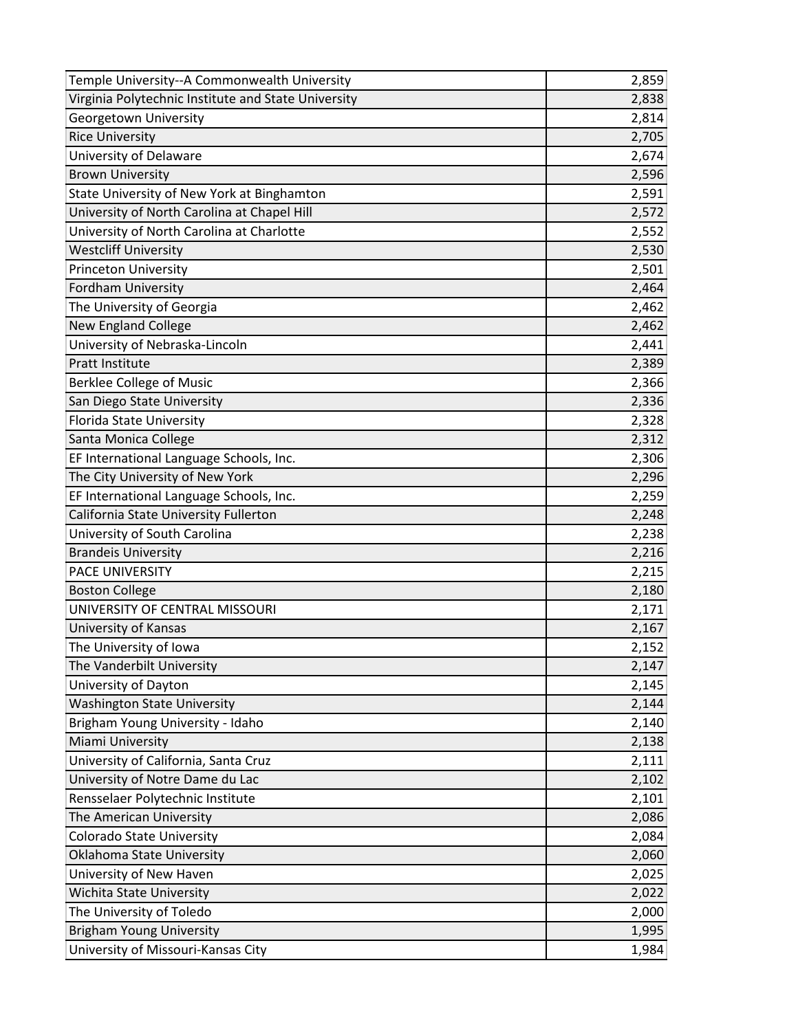| | |
|---|---|
| Temple University--A Commonwealth University | 2,859 |
| Virginia Polytechnic Institute and State University | 2,838 |
| Georgetown University | 2,814 |
| Rice University | 2,705 |
| University of Delaware | 2,674 |
| Brown University | 2,596 |
| State University of New York at Binghamton | 2,591 |
| University of North Carolina at Chapel Hill | 2,572 |
| University of North Carolina at Charlotte | 2,552 |
| Westcliff University | 2,530 |
| Princeton University | 2,501 |
| Fordham University | 2,464 |
| The University of Georgia | 2,462 |
| New England College | 2,462 |
| University of Nebraska-Lincoln | 2,441 |
| Pratt Institute | 2,389 |
| Berklee College of Music | 2,366 |
| San Diego State University | 2,336 |
| Florida State University | 2,328 |
| Santa Monica College | 2,312 |
| EF International Language Schools, Inc. | 2,306 |
| The City University of New York | 2,296 |
| EF International Language Schools, Inc. | 2,259 |
| California State University Fullerton | 2,248 |
| University of South Carolina | 2,238 |
| Brandeis University | 2,216 |
| PACE UNIVERSITY | 2,215 |
| Boston College | 2,180 |
| UNIVERSITY OF CENTRAL MISSOURI | 2,171 |
| University of Kansas | 2,167 |
| The University of Iowa | 2,152 |
| The Vanderbilt University | 2,147 |
| University of Dayton | 2,145 |
| Washington State University | 2,144 |
| Brigham Young University - Idaho | 2,140 |
| Miami University | 2,138 |
| University of California, Santa Cruz | 2,111 |
| University of Notre Dame du Lac | 2,102 |
| Rensselaer Polytechnic Institute | 2,101 |
| The American University | 2,086 |
| Colorado State University | 2,084 |
| Oklahoma State University | 2,060 |
| University of New Haven | 2,025 |
| Wichita State University | 2,022 |
| The University of Toledo | 2,000 |
| Brigham Young University | 1,995 |
| University of Missouri-Kansas City | 1,984 |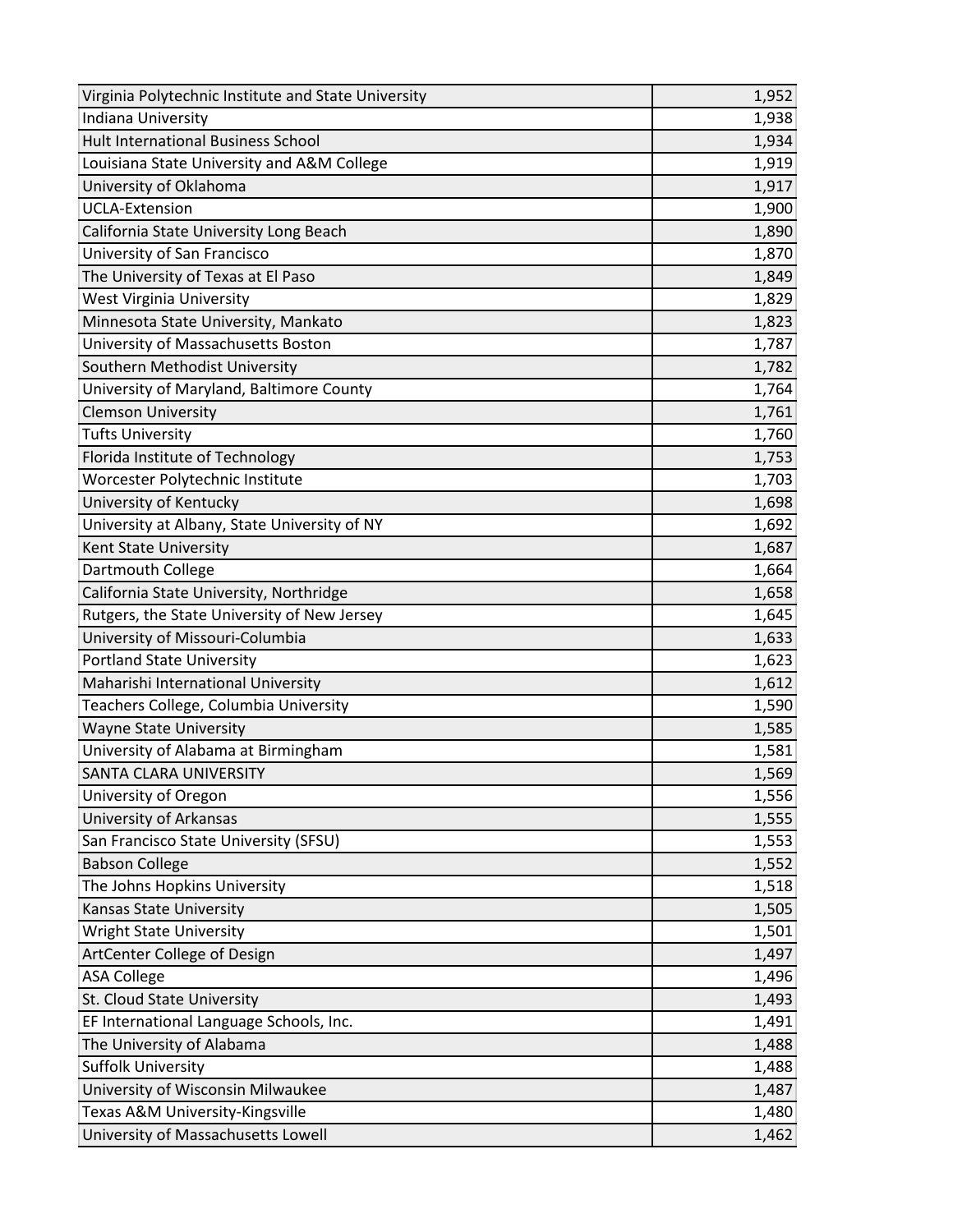| | |
|---|---|
| Virginia Polytechnic Institute and State University | 1,952 |
| Indiana University | 1,938 |
| Hult International Business School | 1,934 |
| Louisiana State University and A&M College | 1,919 |
| University of Oklahoma | 1,917 |
| UCLA-Extension | 1,900 |
| California State University Long Beach | 1,890 |
| University of San Francisco | 1,870 |
| The University of Texas at El Paso | 1,849 |
| West Virginia University | 1,829 |
| Minnesota State University, Mankato | 1,823 |
| University of Massachusetts Boston | 1,787 |
| Southern Methodist University | 1,782 |
| University of Maryland, Baltimore County | 1,764 |
| Clemson University | 1,761 |
| Tufts University | 1,760 |
| Florida Institute of Technology | 1,753 |
| Worcester Polytechnic Institute | 1,703 |
| University of Kentucky | 1,698 |
| University at Albany, State University of NY | 1,692 |
| Kent State University | 1,687 |
| Dartmouth College | 1,664 |
| California State University, Northridge | 1,658 |
| Rutgers, the State University of New Jersey | 1,645 |
| University of Missouri-Columbia | 1,633 |
| Portland State University | 1,623 |
| Maharishi International University | 1,612 |
| Teachers College, Columbia University | 1,590 |
| Wayne State University | 1,585 |
| University of Alabama at Birmingham | 1,581 |
| SANTA CLARA UNIVERSITY | 1,569 |
| University of Oregon | 1,556 |
| University of Arkansas | 1,555 |
| San Francisco State University (SFSU) | 1,553 |
| Babson College | 1,552 |
| The Johns Hopkins University | 1,518 |
| Kansas State University | 1,505 |
| Wright State University | 1,501 |
| ArtCenter College of Design | 1,497 |
| ASA College | 1,496 |
| St. Cloud State University | 1,493 |
| EF International Language Schools, Inc. | 1,491 |
| The University of Alabama | 1,488 |
| Suffolk University | 1,488 |
| University of Wisconsin Milwaukee | 1,487 |
| Texas A&M University-Kingsville | 1,480 |
| University of Massachusetts Lowell | 1,462 |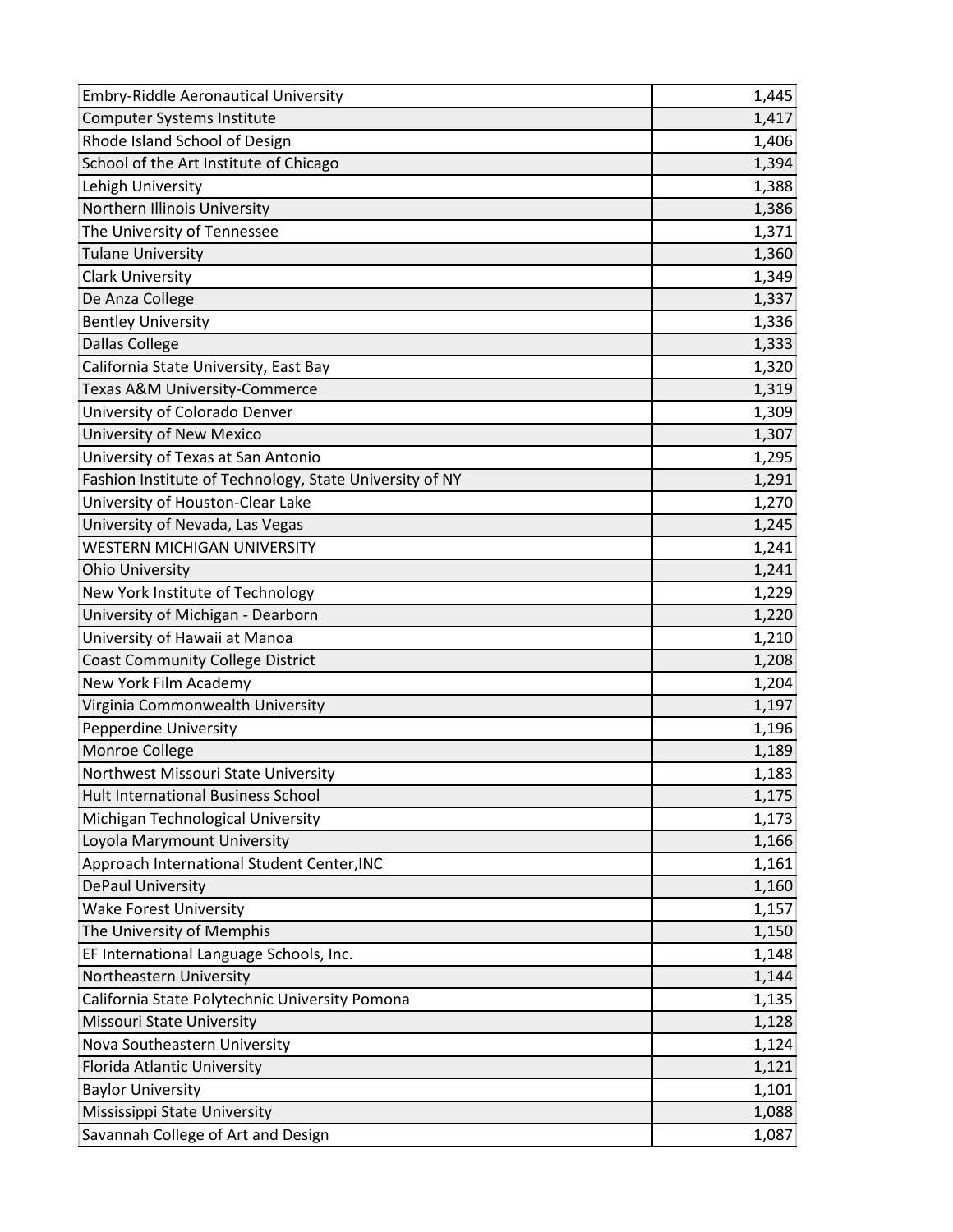| | |
|---|---|
| Embry-Riddle Aeronautical University | 1,445 |
| Computer Systems Institute | 1,417 |
| Rhode Island School of Design | 1,406 |
| School of the Art Institute of Chicago | 1,394 |
| Lehigh University | 1,388 |
| Northern Illinois University | 1,386 |
| The University of Tennessee | 1,371 |
| Tulane University | 1,360 |
| Clark University | 1,349 |
| De Anza College | 1,337 |
| Bentley University | 1,336 |
| Dallas College | 1,333 |
| California State University, East Bay | 1,320 |
| Texas A&M University-Commerce | 1,319 |
| University of Colorado Denver | 1,309 |
| University of New Mexico | 1,307 |
| University of Texas at San Antonio | 1,295 |
| Fashion Institute of Technology, State University of NY | 1,291 |
| University of Houston-Clear Lake | 1,270 |
| University of Nevada, Las Vegas | 1,245 |
| WESTERN MICHIGAN UNIVERSITY | 1,241 |
| Ohio University | 1,241 |
| New York Institute of Technology | 1,229 |
| University of Michigan - Dearborn | 1,220 |
| University of Hawaii at Manoa | 1,210 |
| Coast Community College District | 1,208 |
| New York Film Academy | 1,204 |
| Virginia Commonwealth University | 1,197 |
| Pepperdine University | 1,196 |
| Monroe College | 1,189 |
| Northwest Missouri State University | 1,183 |
| Hult International Business School | 1,175 |
| Michigan Technological University | 1,173 |
| Loyola Marymount University | 1,166 |
| Approach International Student Center,INC | 1,161 |
| DePaul University | 1,160 |
| Wake Forest University | 1,157 |
| The University of Memphis | 1,150 |
| EF International Language Schools, Inc. | 1,148 |
| Northeastern University | 1,144 |
| California State Polytechnic University Pomona | 1,135 |
| Missouri State University | 1,128 |
| Nova Southeastern University | 1,124 |
| Florida Atlantic University | 1,121 |
| Baylor University | 1,101 |
| Mississippi State University | 1,088 |
| Savannah College of Art and Design | 1,087 |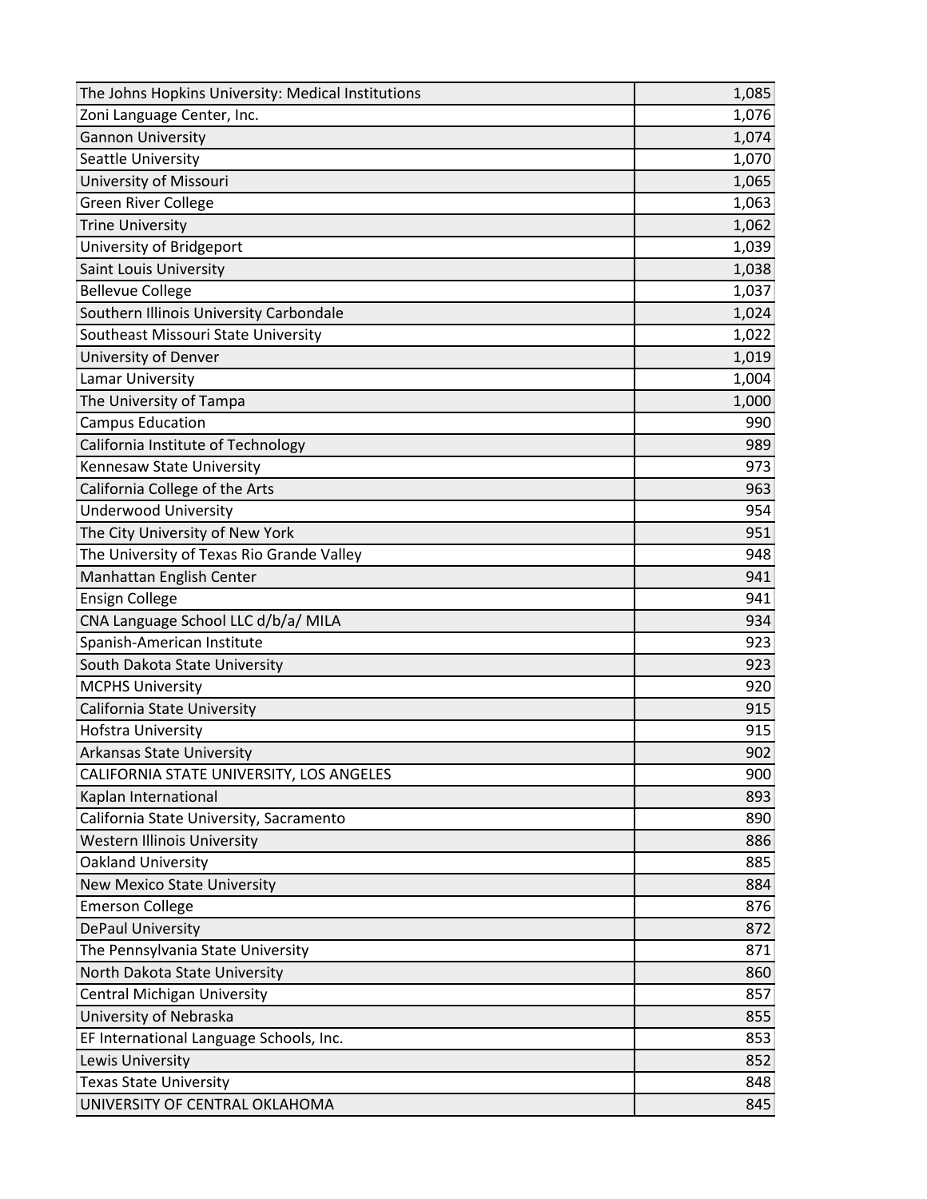| | |
|---|---|
| The Johns Hopkins University: Medical Institutions | 1,085 |
| Zoni Language Center, Inc. | 1,076 |
| Gannon University | 1,074 |
| Seattle University | 1,070 |
| University of Missouri | 1,065 |
| Green River College | 1,063 |
| Trine University | 1,062 |
| University of Bridgeport | 1,039 |
| Saint Louis University | 1,038 |
| Bellevue College | 1,037 |
| Southern Illinois University Carbondale | 1,024 |
| Southeast Missouri State University | 1,022 |
| University of Denver | 1,019 |
| Lamar University | 1,004 |
| The University of Tampa | 1,000 |
| Campus Education | 990 |
| California Institute of Technology | 989 |
| Kennesaw State University | 973 |
| California College of the Arts | 963 |
| Underwood University | 954 |
| The City University of New York | 951 |
| The University of Texas Rio Grande Valley | 948 |
| Manhattan English Center | 941 |
| Ensign College | 941 |
| CNA Language School LLC d/b/a/ MILA | 934 |
| Spanish-American Institute | 923 |
| South Dakota State University | 923 |
| MCPHS University | 920 |
| California State University | 915 |
| Hofstra University | 915 |
| Arkansas State University | 902 |
| CALIFORNIA STATE UNIVERSITY, LOS ANGELES | 900 |
| Kaplan International | 893 |
| California State University, Sacramento | 890 |
| Western Illinois University | 886 |
| Oakland University | 885 |
| New Mexico State University | 884 |
| Emerson College | 876 |
| DePaul University | 872 |
| The Pennsylvania State University | 871 |
| North Dakota State University | 860 |
| Central Michigan University | 857 |
| University of Nebraska | 855 |
| EF International Language Schools, Inc. | 853 |
| Lewis University | 852 |
| Texas State University | 848 |
| UNIVERSITY OF CENTRAL OKLAHOMA | 845 |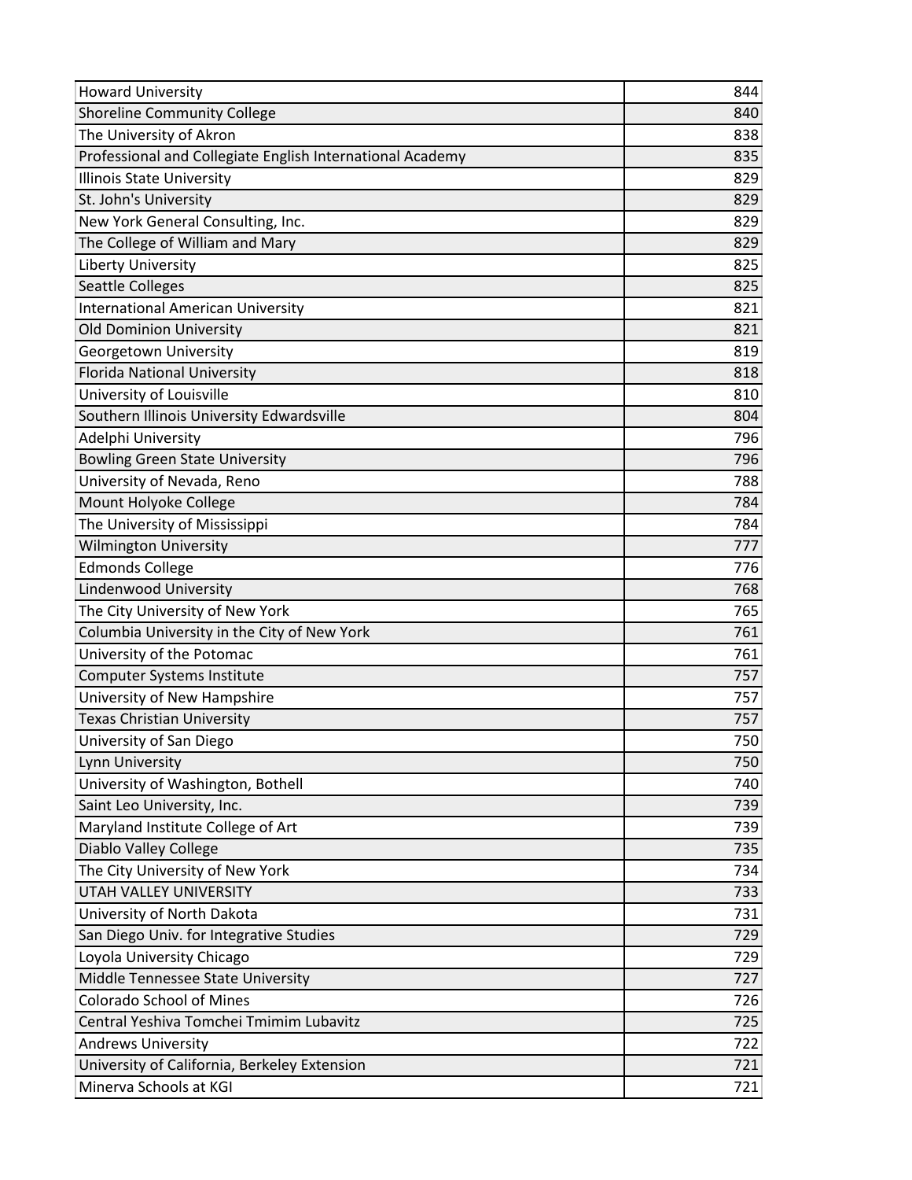| | |
|---|---|
| Howard University | 844 |
| Shoreline Community College | 840 |
| The University of Akron | 838 |
| Professional and Collegiate English International Academy | 835 |
| Illinois State University | 829 |
| St. John's University | 829 |
| New York General Consulting, Inc. | 829 |
| The College of William and Mary | 829 |
| Liberty University | 825 |
| Seattle Colleges | 825 |
| International American University | 821 |
| Old Dominion University | 821 |
| Georgetown University | 819 |
| Florida National University | 818 |
| University of Louisville | 810 |
| Southern Illinois University Edwardsville | 804 |
| Adelphi University | 796 |
| Bowling Green State University | 796 |
| University of Nevada, Reno | 788 |
| Mount Holyoke College | 784 |
| The University of Mississippi | 784 |
| Wilmington University | 777 |
| Edmonds College | 776 |
| Lindenwood University | 768 |
| The City University of New York | 765 |
| Columbia University in the City of New York | 761 |
| University of the Potomac | 761 |
| Computer Systems Institute | 757 |
| University of New Hampshire | 757 |
| Texas Christian University | 757 |
| University of San Diego | 750 |
| Lynn University | 750 |
| University of Washington, Bothell | 740 |
| Saint Leo University, Inc. | 739 |
| Maryland Institute College of Art | 739 |
| Diablo Valley College | 735 |
| The City University of New York | 734 |
| UTAH VALLEY UNIVERSITY | 733 |
| University of North Dakota | 731 |
| San Diego Univ. for Integrative Studies | 729 |
| Loyola University Chicago | 729 |
| Middle Tennessee State University | 727 |
| Colorado School of Mines | 726 |
| Central Yeshiva Tomchei Tmimim Lubavitz | 725 |
| Andrews University | 722 |
| University of California, Berkeley Extension | 721 |
| Minerva Schools at KGI | 721 |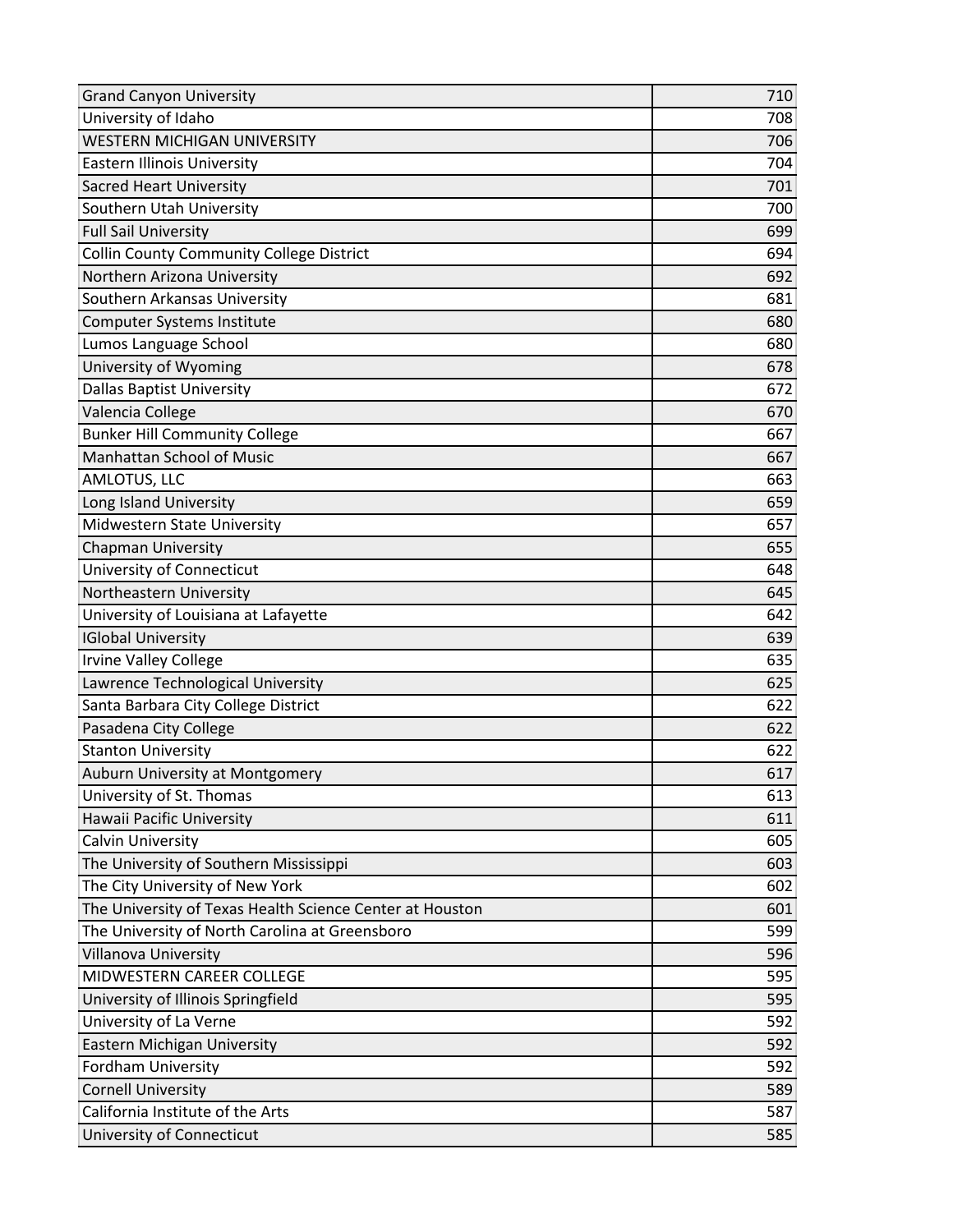| | |
|---|---|
| Grand Canyon University | 710 |
| University of Idaho | 708 |
| WESTERN MICHIGAN UNIVERSITY | 706 |
| Eastern Illinois University | 704 |
| Sacred Heart University | 701 |
| Southern Utah University | 700 |
| Full Sail University | 699 |
| Collin County Community College District | 694 |
| Northern Arizona University | 692 |
| Southern Arkansas University | 681 |
| Computer Systems Institute | 680 |
| Lumos Language School | 680 |
| University of Wyoming | 678 |
| Dallas Baptist University | 672 |
| Valencia College | 670 |
| Bunker Hill Community College | 667 |
| Manhattan School of Music | 667 |
| AMLOTUS, LLC | 663 |
| Long Island University | 659 |
| Midwestern State University | 657 |
| Chapman University | 655 |
| University of Connecticut | 648 |
| Northeastern University | 645 |
| University of Louisiana at Lafayette | 642 |
| IGlobal University | 639 |
| Irvine Valley College | 635 |
| Lawrence Technological University | 625 |
| Santa Barbara City College District | 622 |
| Pasadena City College | 622 |
| Stanton University | 622 |
| Auburn University at Montgomery | 617 |
| University of St. Thomas | 613 |
| Hawaii Pacific University | 611 |
| Calvin University | 605 |
| The University of Southern Mississippi | 603 |
| The City University of New York | 602 |
| The University of Texas Health Science Center at Houston | 601 |
| The University of North Carolina at Greensboro | 599 |
| Villanova University | 596 |
| MIDWESTERN CAREER COLLEGE | 595 |
| University of Illinois Springfield | 595 |
| University of La Verne | 592 |
| Eastern Michigan University | 592 |
| Fordham University | 592 |
| Cornell University | 589 |
| California Institute of the Arts | 587 |
| University of Connecticut | 585 |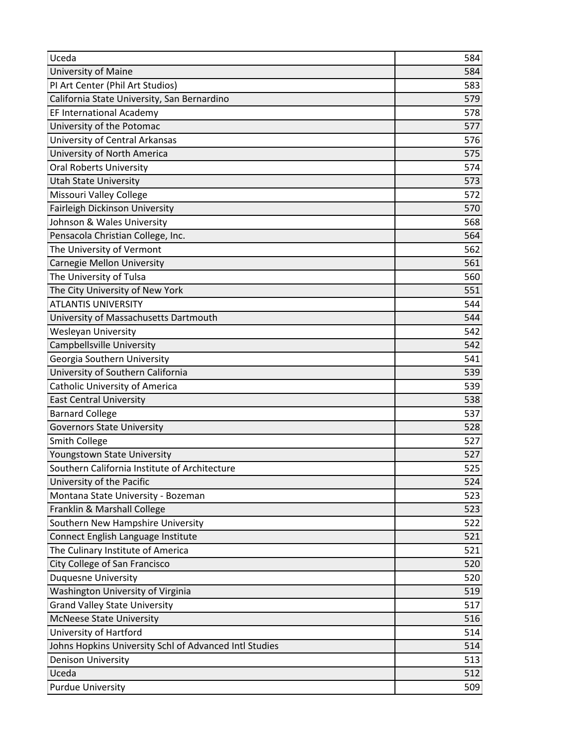| | |
|---|---|
| Uceda | 584 |
| University of Maine | 584 |
| PI Art Center (Phil Art Studios) | 583 |
| California State University, San Bernardino | 579 |
| EF International Academy | 578 |
| University of the Potomac | 577 |
| University of Central Arkansas | 576 |
| University of North America | 575 |
| Oral Roberts University | 574 |
| Utah State University | 573 |
| Missouri Valley College | 572 |
| Fairleigh Dickinson University | 570 |
| Johnson & Wales University | 568 |
| Pensacola Christian College, Inc. | 564 |
| The University of Vermont | 562 |
| Carnegie Mellon University | 561 |
| The University of Tulsa | 560 |
| The City University of New York | 551 |
| ATLANTIS UNIVERSITY | 544 |
| University of Massachusetts Dartmouth | 544 |
| Wesleyan University | 542 |
| Campbellsville University | 542 |
| Georgia Southern University | 541 |
| University of Southern California | 539 |
| Catholic University of America | 539 |
| East Central University | 538 |
| Barnard College | 537 |
| Governors State University | 528 |
| Smith College | 527 |
| Youngstown State University | 527 |
| Southern California Institute of Architecture | 525 |
| University of the Pacific | 524 |
| Montana State University - Bozeman | 523 |
| Franklin & Marshall College | 523 |
| Southern New Hampshire University | 522 |
| Connect English Language Institute | 521 |
| The Culinary Institute of America | 521 |
| City College of San Francisco | 520 |
| Duquesne University | 520 |
| Washington University of Virginia | 519 |
| Grand Valley State University | 517 |
| McNeese State University | 516 |
| University of Hartford | 514 |
| Johns Hopkins University Schl of Advanced Intl Studies | 514 |
| Denison University | 513 |
| Uceda | 512 |
| Purdue University | 509 |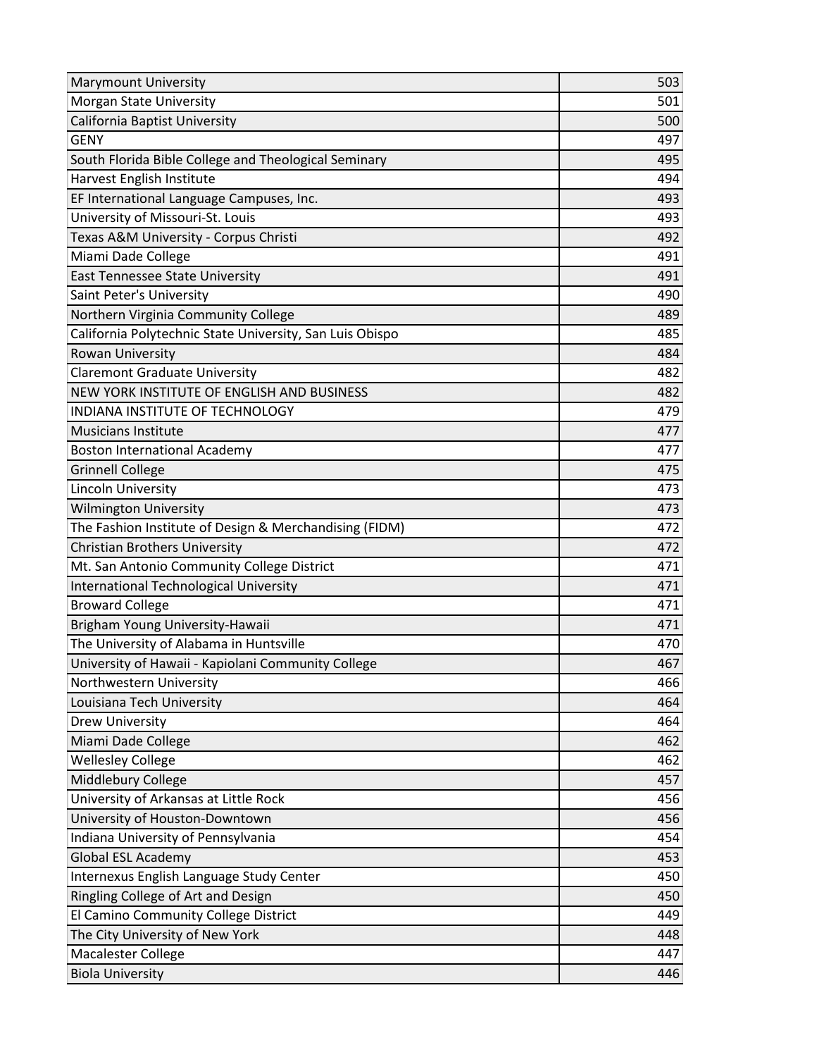| | |
|---|---|
| Marymount University | 503 |
| Morgan State University | 501 |
| California Baptist University | 500 |
| GENY | 497 |
| South Florida Bible College and Theological Seminary | 495 |
| Harvest English Institute | 494 |
| EF International Language Campuses, Inc. | 493 |
| University of Missouri-St. Louis | 493 |
| Texas A&M University - Corpus Christi | 492 |
| Miami Dade College | 491 |
| East Tennessee State University | 491 |
| Saint Peter's University | 490 |
| Northern Virginia Community College | 489 |
| California Polytechnic State University, San Luis Obispo | 485 |
| Rowan University | 484 |
| Claremont Graduate University | 482 |
| NEW YORK INSTITUTE OF ENGLISH AND BUSINESS | 482 |
| INDIANA INSTITUTE OF TECHNOLOGY | 479 |
| Musicians Institute | 477 |
| Boston International Academy | 477 |
| Grinnell College | 475 |
| Lincoln University | 473 |
| Wilmington University | 473 |
| The Fashion Institute of Design & Merchandising (FIDM) | 472 |
| Christian Brothers University | 472 |
| Mt. San Antonio Community College District | 471 |
| International Technological University | 471 |
| Broward College | 471 |
| Brigham Young University-Hawaii | 471 |
| The University of Alabama in Huntsville | 470 |
| University of Hawaii - Kapiolani Community College | 467 |
| Northwestern University | 466 |
| Louisiana Tech University | 464 |
| Drew University | 464 |
| Miami Dade College | 462 |
| Wellesley College | 462 |
| Middlebury College | 457 |
| University of Arkansas at Little Rock | 456 |
| University of Houston-Downtown | 456 |
| Indiana University of Pennsylvania | 454 |
| Global ESL Academy | 453 |
| Internexus English Language Study Center | 450 |
| Ringling College of Art and Design | 450 |
| El Camino Community College District | 449 |
| The City University of New York | 448 |
| Macalester College | 447 |
| Biola University | 446 |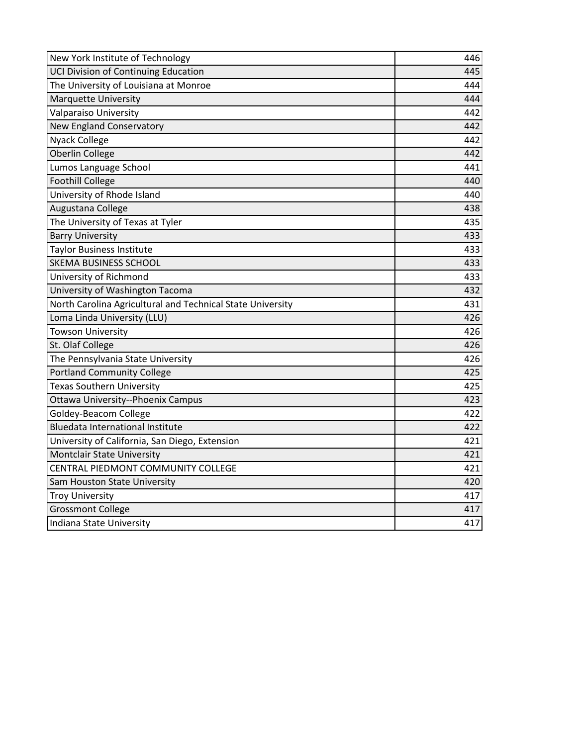| | |
|---|---|
| New York Institute of Technology | 446 |
| UCI Division of Continuing Education | 445 |
| The University of Louisiana at Monroe | 444 |
| Marquette University | 444 |
| Valparaiso University | 442 |
| New England Conservatory | 442 |
| Nyack College | 442 |
| Oberlin College | 442 |
| Lumos Language School | 441 |
| Foothill College | 440 |
| University of Rhode Island | 440 |
| Augustana College | 438 |
| The University of Texas at Tyler | 435 |
| Barry University | 433 |
| Taylor Business Institute | 433 |
| SKEMA BUSINESS SCHOOL | 433 |
| University of Richmond | 433 |
| University of Washington Tacoma | 432 |
| North Carolina Agricultural and Technical State University | 431 |
| Loma Linda University (LLU) | 426 |
| Towson University | 426 |
| St. Olaf College | 426 |
| The Pennsylvania State University | 426 |
| Portland Community College | 425 |
| Texas Southern University | 425 |
| Ottawa University--Phoenix Campus | 423 |
| Goldey-Beacom College | 422 |
| Bluedata International Institute | 422 |
| University of California, San Diego, Extension | 421 |
| Montclair State University | 421 |
| CENTRAL PIEDMONT COMMUNITY COLLEGE | 421 |
| Sam Houston State University | 420 |
| Troy University | 417 |
| Grossmont College | 417 |
| Indiana State University | 417 |